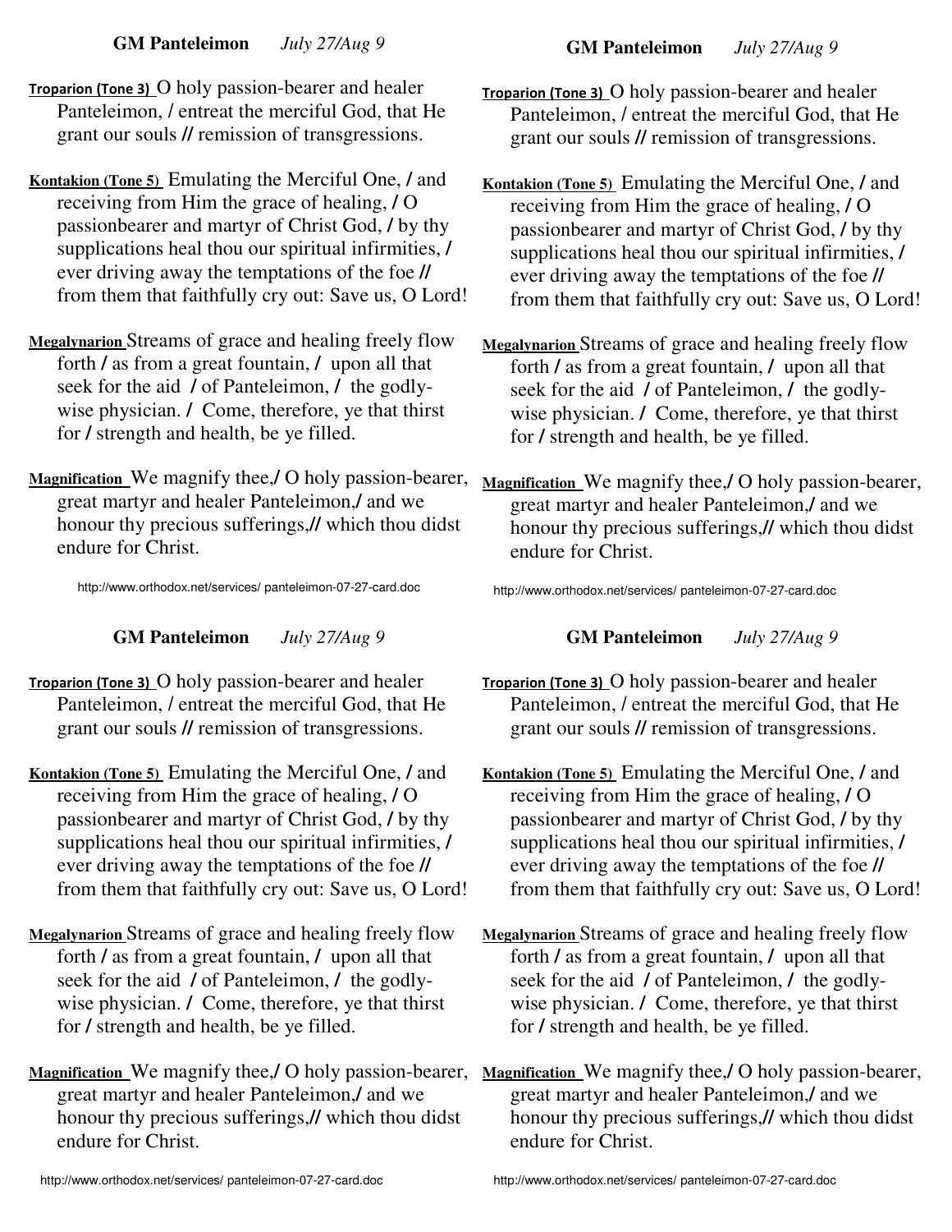**GM Panteleimon** *July 27/Aug 9*

**Troparion (Tone 3)** O holy passion-bearer and healer Panteleimon, / entreat the merciful God, that He grant our souls // remission of transgressions.

**Kontakion (Tone 5)** Emulating the Merciful One, / and receiving from Him the grace of healing, / O passionbearer and martyr of Christ God, / by thy supplications heal thou our spiritual infirmities, / ever driving away the temptations of the foe // from them that faithfully cry out: Save us, O Lord!

**Megalynarion** Streams of grace and healing freely flow forth / as from a great fountain, / upon all that seek for the aid / of Panteleimon, / the godly-wise physician. / Come, therefore, ye that thirst for / strength and health, be ye filled.

**Magnification** We magnify thee,/ O holy passion-bearer, great martyr and healer Panteleimon,/ and we honour thy precious sufferings,// which thou didst endure for Christ.

http://www.orthodox.net/services/ panteleimon-07-27-card.doc

**GM Panteleimon** *July 27/Aug 9*

**Troparion (Tone 3)** O holy passion-bearer and healer Panteleimon, / entreat the merciful God, that He grant our souls // remission of transgressions.

**Kontakion (Tone 5)** Emulating the Merciful One, / and receiving from Him the grace of healing, / O passionbearer and martyr of Christ God, / by thy supplications heal thou our spiritual infirmities, / ever driving away the temptations of the foe // from them that faithfully cry out: Save us, O Lord!

**Megalynarion** Streams of grace and healing freely flow forth / as from a great fountain, / upon all that seek for the aid / of Panteleimon, / the godly-wise physician. / Come, therefore, ye that thirst for / strength and health, be ye filled.

**Magnification** We magnify thee,/ O holy passion-bearer, great martyr and healer Panteleimon,/ and we honour thy precious sufferings,// which thou didst endure for Christ.

http://www.orthodox.net/services/ panteleimon-07-27-card.doc

**GM Panteleimon** *July 27/Aug 9*

**Troparion (Tone 3)** O holy passion-bearer and healer Panteleimon, / entreat the merciful God, that He grant our souls // remission of transgressions.

**Kontakion (Tone 5)** Emulating the Merciful One, / and receiving from Him the grace of healing, / O passionbearer and martyr of Christ God, / by thy supplications heal thou our spiritual infirmities, / ever driving away the temptations of the foe // from them that faithfully cry out: Save us, O Lord!

**Megalynarion** Streams of grace and healing freely flow forth / as from a great fountain, / upon all that seek for the aid / of Panteleimon, / the godly-wise physician. / Come, therefore, ye that thirst for / strength and health, be ye filled.

**Magnification** We magnify thee,/ O holy passion-bearer, great martyr and healer Panteleimon,/ and we honour thy precious sufferings,// which thou didst endure for Christ.

http://www.orthodox.net/services/ panteleimon-07-27-card.doc

**GM Panteleimon** *July 27/Aug 9*

**Troparion (Tone 3)** O holy passion-bearer and healer Panteleimon, / entreat the merciful God, that He grant our souls // remission of transgressions.

**Kontakion (Tone 5)** Emulating the Merciful One, / and receiving from Him the grace of healing, / O passionbearer and martyr of Christ God, / by thy supplications heal thou our spiritual infirmities, / ever driving away the temptations of the foe // from them that faithfully cry out: Save us, O Lord!

**Megalynarion** Streams of grace and healing freely flow forth / as from a great fountain, / upon all that seek for the aid / of Panteleimon, / the godly-wise physician. / Come, therefore, ye that thirst for / strength and health, be ye filled.

**Magnification** We magnify thee,/ O holy passion-bearer, great martyr and healer Panteleimon,/ and we honour thy precious sufferings,// which thou didst endure for Christ.

http://www.orthodox.net/services/ panteleimon-07-27-card.doc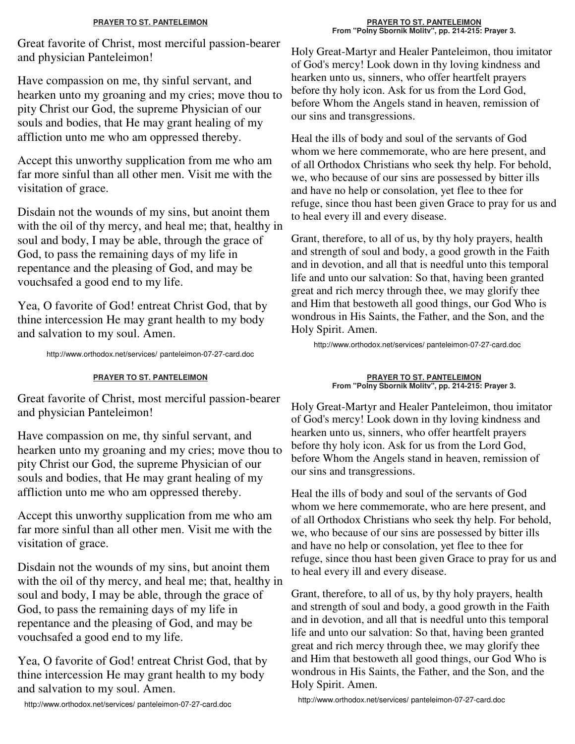**PRAYER TO ST. PANTELEIMON**

Great favorite of Christ, most merciful passion-bearer and physician Panteleimon!

Have compassion on me, thy sinful servant, and hearken unto my groaning and my cries; move thou to pity Christ our God, the supreme Physician of our souls and bodies, that He may grant healing of my affliction unto me who am oppressed thereby.

Accept this unworthy supplication from me who am far more sinful than all other men. Visit me with the visitation of grace.

Disdain not the wounds of my sins, but anoint them with the oil of thy mercy, and heal me; that, healthy in soul and body, I may be able, through the grace of God, to pass the remaining days of my life in repentance and the pleasing of God, and may be vouchsafed a good end to my life.

Yea, O favorite of God! entreat Christ God, that by thine intercession He may grant health to my body and salvation to my soul. Amen.

http://www.orthodox.net/services/ panteleimon-07-27-card.doc

**PRAYER TO ST. PANTELEIMON**
**From "Polny Sbornik Molitv", pp. 214-215: Prayer 3.**

Holy Great-Martyr and Healer Panteleimon, thou imitator of God's mercy! Look down in thy loving kindness and hearken unto us, sinners, who offer heartfelt prayers before thy holy icon. Ask for us from the Lord God, before Whom the Angels stand in heaven, remission of our sins and transgressions.

Heal the ills of body and soul of the servants of God whom we here commemorate, who are here present, and of all Orthodox Christians who seek thy help. For behold, we, who because of our sins are possessed by bitter ills and have no help or consolation, yet flee to thee for refuge, since thou hast been given Grace to pray for us and to heal every ill and every disease.

Grant, therefore, to all of us, by thy holy prayers, health and strength of soul and body, a good growth in the Faith and in devotion, and all that is needful unto this temporal life and unto our salvation: So that, having been granted great and rich mercy through thee, we may glorify thee and Him that bestoweth all good things, our God Who is wondrous in His Saints, the Father, and the Son, and the Holy Spirit. Amen.

http://www.orthodox.net/services/ panteleimon-07-27-card.doc

**PRAYER TO ST. PANTELEIMON**

Great favorite of Christ, most merciful passion-bearer and physician Panteleimon!

Have compassion on me, thy sinful servant, and hearken unto my groaning and my cries; move thou to pity Christ our God, the supreme Physician of our souls and bodies, that He may grant healing of my affliction unto me who am oppressed thereby.

Accept this unworthy supplication from me who am far more sinful than all other men. Visit me with the visitation of grace.

Disdain not the wounds of my sins, but anoint them with the oil of thy mercy, and heal me; that, healthy in soul and body, I may be able, through the grace of God, to pass the remaining days of my life in repentance and the pleasing of God, and may be vouchsafed a good end to my life.

Yea, O favorite of God! entreat Christ God, that by thine intercession He may grant health to my body and salvation to my soul. Amen.

http://www.orthodox.net/services/ panteleimon-07-27-card.doc

**PRAYER TO ST. PANTELEIMON**
**From "Polny Sbornik Molitv", pp. 214-215: Prayer 3.**

Holy Great-Martyr and Healer Panteleimon, thou imitator of God's mercy! Look down in thy loving kindness and hearken unto us, sinners, who offer heartfelt prayers before thy holy icon. Ask for us from the Lord God, before Whom the Angels stand in heaven, remission of our sins and transgressions.

Heal the ills of body and soul of the servants of God whom we here commemorate, who are here present, and of all Orthodox Christians who seek thy help. For behold, we, who because of our sins are possessed by bitter ills and have no help or consolation, yet flee to thee for refuge, since thou hast been given Grace to pray for us and to heal every ill and every disease.

Grant, therefore, to all of us, by thy holy prayers, health and strength of soul and body, a good growth in the Faith and in devotion, and all that is needful unto this temporal life and unto our salvation: So that, having been granted great and rich mercy through thee, we may glorify thee and Him that bestoweth all good things, our God Who is wondrous in His Saints, the Father, and the Son, and the Holy Spirit. Amen.

http://www.orthodox.net/services/ panteleimon-07-27-card.doc